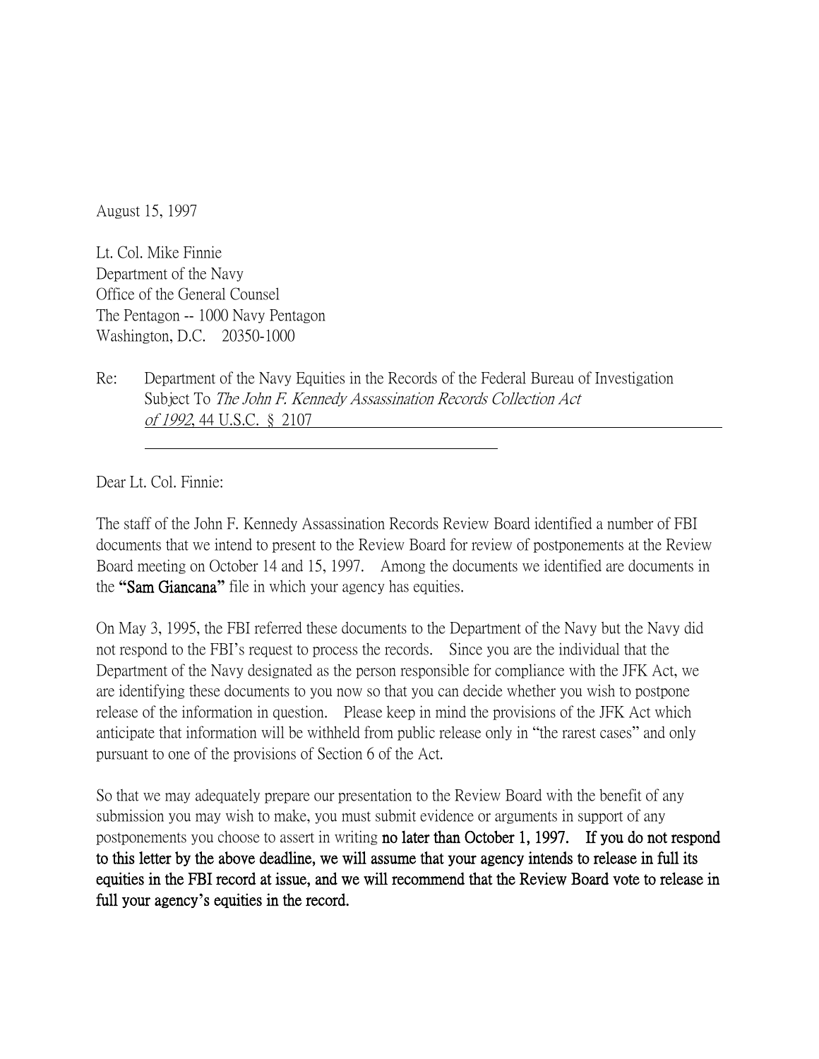August 15, 1997

Lt. Col. Mike Finnie
Department of the Navy
Office of the General Counsel
The Pentagon -- 1000 Navy Pentagon
Washington, D.C. 20350-1000

Re: Department of the Navy Equities in the Records of the Federal Bureau of Investigation Subject To *The John F. Kennedy Assassination Records Collection Act of 1992*, 44 U.S.C. § 2107

Dear Lt. Col. Finnie:

The staff of the John F. Kennedy Assassination Records Review Board identified a number of FBI documents that we intend to present to the Review Board for review of postponements at the Review Board meeting on October 14 and 15, 1997. Among the documents we identified are documents in the **"Sam Giancana"** file in which your agency has equities.

On May 3, 1995, the FBI referred these documents to the Department of the Navy but the Navy did not respond to the FBI's request to process the records. Since you are the individual that the Department of the Navy designated as the person responsible for compliance with the JFK Act, we are identifying these documents to you now so that you can decide whether you wish to postpone release of the information in question. Please keep in mind the provisions of the JFK Act which anticipate that information will be withheld from public release only in "the rarest cases" and only pursuant to one of the provisions of Section 6 of the Act.

So that we may adequately prepare our presentation to the Review Board with the benefit of any submission you may wish to make, you must submit evidence or arguments in support of any postponements you choose to assert in writing **no later than October 1, 1997. If you do not respond to this letter by the above deadline, we will assume that your agency intends to release in full its equities in the FBI record at issue, and we will recommend that the Review Board vote to release in full your agency's equities in the record.**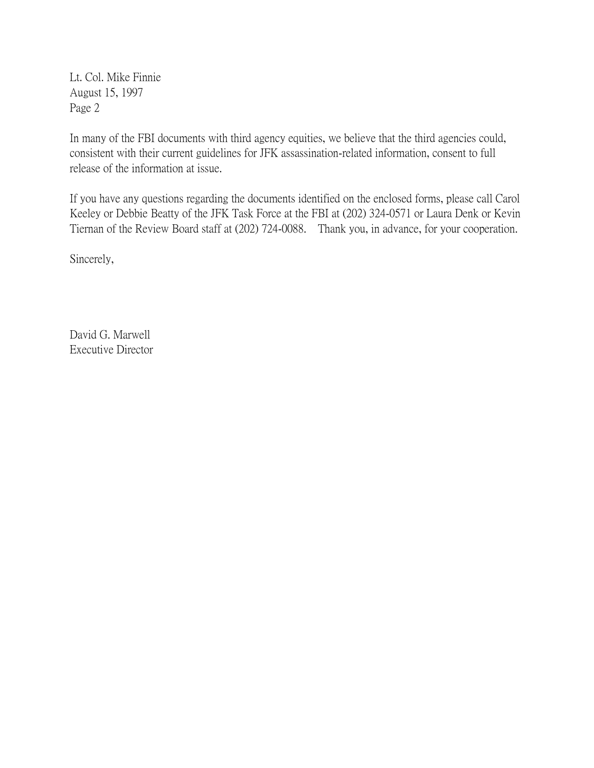Lt. Col. Mike Finnie
August 15, 1997
Page 2

In many of the FBI documents with third agency equities, we believe that the third agencies could, consistent with their current guidelines for JFK assassination-related information, consent to full release of the information at issue.

If you have any questions regarding the documents identified on the enclosed forms, please call Carol Keeley or Debbie Beatty of the JFK Task Force at the FBI at (202) 324-0571 or Laura Denk or Kevin Tiernan of the Review Board staff at (202) 724-0088. Thank you, in advance, for your cooperation.

Sincerely,

David G. Marwell
Executive Director